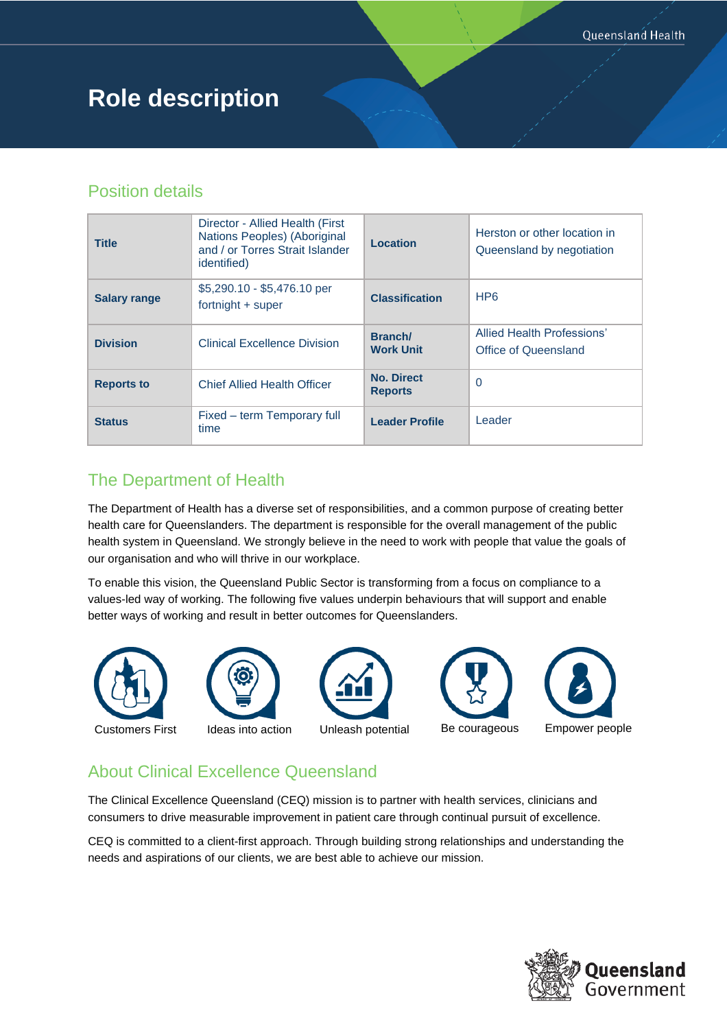# Role description

## Position details

| Title | Director - Allied Health (First Nations Peoples) (Aboriginal and / or Torres Strait Islander identified) | Location | Herston or other location in Queensland by negotiation |
|---|---|---|---|
| Salary range | $5,290.10 - $5,476.10 per fortnight + super | Classification | HP6 |
| Division | Clinical Excellence Division | Branch/ Work Unit | Allied Health Professions' Office of Queensland |
| Reports to | Chief Allied Health Officer | No. Direct Reports | 0 |
| Status | Fixed – term Temporary full time | Leader Profile | Leader |

## The Department of Health

The Department of Health has a diverse set of responsibilities, and a common purpose of creating better health care for Queenslanders. The department is responsible for the overall management of the public health system in Queensland. We strongly believe in the need to work with people that value the goals of our organisation and who will thrive in our workplace.

To enable this vision, the Queensland Public Sector is transforming from a focus on compliance to a values-led way of working. The following five values underpin behaviours that will support and enable better ways of working and result in better outcomes for Queenslanders.

Customers First | Ideas into action | Unleash potential | Be courageous | Empower people

## About Clinical Excellence Queensland

The Clinical Excellence Queensland (CEQ) mission is to partner with health services, clinicians and consumers to drive measurable improvement in patient care through continual pursuit of excellence.

CEQ is committed to a client-first approach. Through building strong relationships and understanding the needs and aspirations of our clients, we are best able to achieve our mission.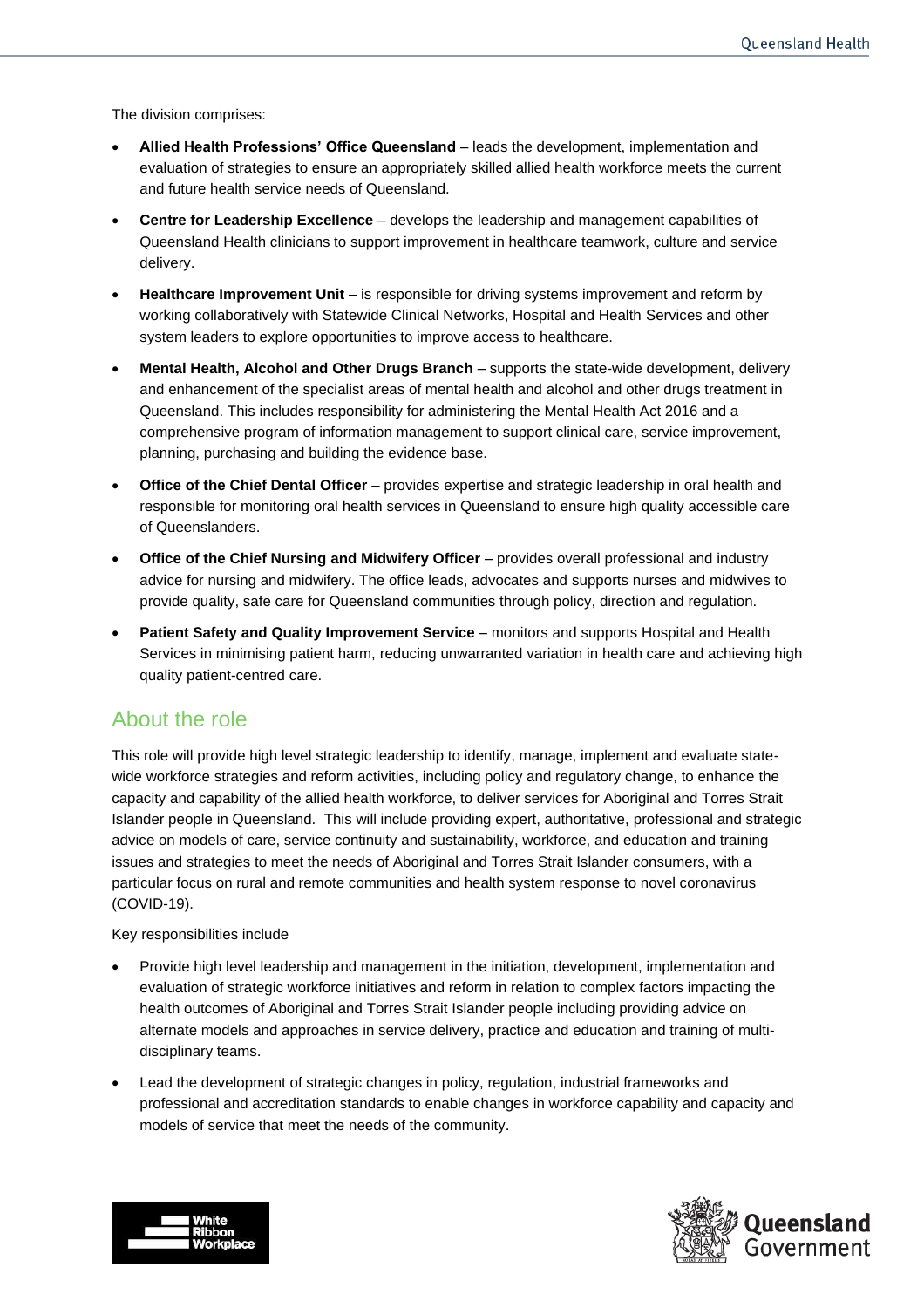The division comprises:

- **Allied Health Professions' Office Queensland** – leads the development, implementation and evaluation of strategies to ensure an appropriately skilled allied health workforce meets the current and future health service needs of Queensland.
- **Centre for Leadership Excellence** – develops the leadership and management capabilities of Queensland Health clinicians to support improvement in healthcare teamwork, culture and service delivery.
- **Healthcare Improvement Unit** – is responsible for driving systems improvement and reform by working collaboratively with Statewide Clinical Networks, Hospital and Health Services and other system leaders to explore opportunities to improve access to healthcare.
- **Mental Health, Alcohol and Other Drugs Branch** – supports the state-wide development, delivery and enhancement of the specialist areas of mental health and alcohol and other drugs treatment in Queensland. This includes responsibility for administering the Mental Health Act 2016 and a comprehensive program of information management to support clinical care, service improvement, planning, purchasing and building the evidence base.
- **Office of the Chief Dental Officer** – provides expertise and strategic leadership in oral health and responsible for monitoring oral health services in Queensland to ensure high quality accessible care of Queenslanders.
- **Office of the Chief Nursing and Midwifery Officer** – provides overall professional and industry advice for nursing and midwifery. The office leads, advocates and supports nurses and midwives to provide quality, safe care for Queensland communities through policy, direction and regulation.
- **Patient Safety and Quality Improvement Service** – monitors and supports Hospital and Health Services in minimising patient harm, reducing unwarranted variation in health care and achieving high quality patient-centred care.

## About the role

This role will provide high level strategic leadership to identify, manage, implement and evaluate state-wide workforce strategies and reform activities, including policy and regulatory change, to enhance the capacity and capability of the allied health workforce, to deliver services for Aboriginal and Torres Strait Islander people in Queensland. This will include providing expert, authoritative, professional and strategic advice on models of care, service continuity and sustainability, workforce, and education and training issues and strategies to meet the needs of Aboriginal and Torres Strait Islander consumers, with a particular focus on rural and remote communities and health system response to novel coronavirus (COVID-19).

Key responsibilities include

- Provide high level leadership and management in the initiation, development, implementation and evaluation of strategic workforce initiatives and reform in relation to complex factors impacting the health outcomes of Aboriginal and Torres Strait Islander people including providing advice on alternate models and approaches in service delivery, practice and education and training of multi-disciplinary teams.
- Lead the development of strategic changes in policy, regulation, industrial frameworks and professional and accreditation standards to enable changes in workforce capability and capacity and models of service that meet the needs of the community.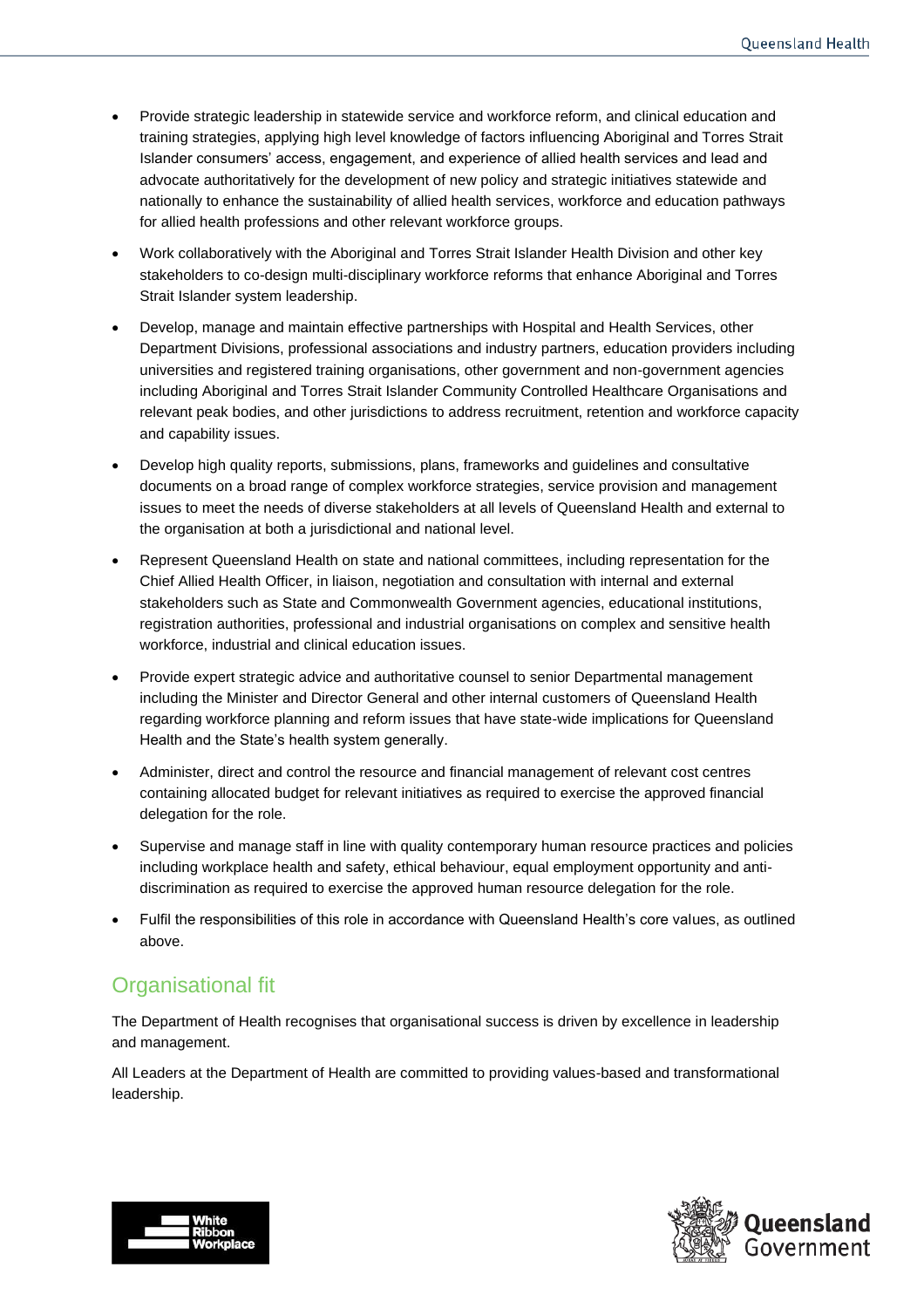- Provide strategic leadership in statewide service and workforce reform, and clinical education and training strategies, applying high level knowledge of factors influencing Aboriginal and Torres Strait Islander consumers' access, engagement, and experience of allied health services and lead and advocate authoritatively for the development of new policy and strategic initiatives statewide and nationally to enhance the sustainability of allied health services, workforce and education pathways for allied health professions and other relevant workforce groups.
- Work collaboratively with the Aboriginal and Torres Strait Islander Health Division and other key stakeholders to co-design multi-disciplinary workforce reforms that enhance Aboriginal and Torres Strait Islander system leadership.
- Develop, manage and maintain effective partnerships with Hospital and Health Services, other Department Divisions, professional associations and industry partners, education providers including universities and registered training organisations, other government and non-government agencies including Aboriginal and Torres Strait Islander Community Controlled Healthcare Organisations and relevant peak bodies, and other jurisdictions to address recruitment, retention and workforce capacity and capability issues.
- Develop high quality reports, submissions, plans, frameworks and guidelines and consultative documents on a broad range of complex workforce strategies, service provision and management issues to meet the needs of diverse stakeholders at all levels of Queensland Health and external to the organisation at both a jurisdictional and national level.
- Represent Queensland Health on state and national committees, including representation for the Chief Allied Health Officer, in liaison, negotiation and consultation with internal and external stakeholders such as State and Commonwealth Government agencies, educational institutions, registration authorities, professional and industrial organisations on complex and sensitive health workforce, industrial and clinical education issues.
- Provide expert strategic advice and authoritative counsel to senior Departmental management including the Minister and Director General and other internal customers of Queensland Health regarding workforce planning and reform issues that have state-wide implications for Queensland Health and the State's health system generally.
- Administer, direct and control the resource and financial management of relevant cost centres containing allocated budget for relevant initiatives as required to exercise the approved financial delegation for the role.
- Supervise and manage staff in line with quality contemporary human resource practices and policies including workplace health and safety, ethical behaviour, equal employment opportunity and anti-discrimination as required to exercise the approved human resource delegation for the role.
- Fulfil the responsibilities of this role in accordance with Queensland Health's core values, as outlined above.

## Organisational fit

The Department of Health recognises that organisational success is driven by excellence in leadership and management.

All Leaders at the Department of Health are committed to providing values-based and transformational leadership.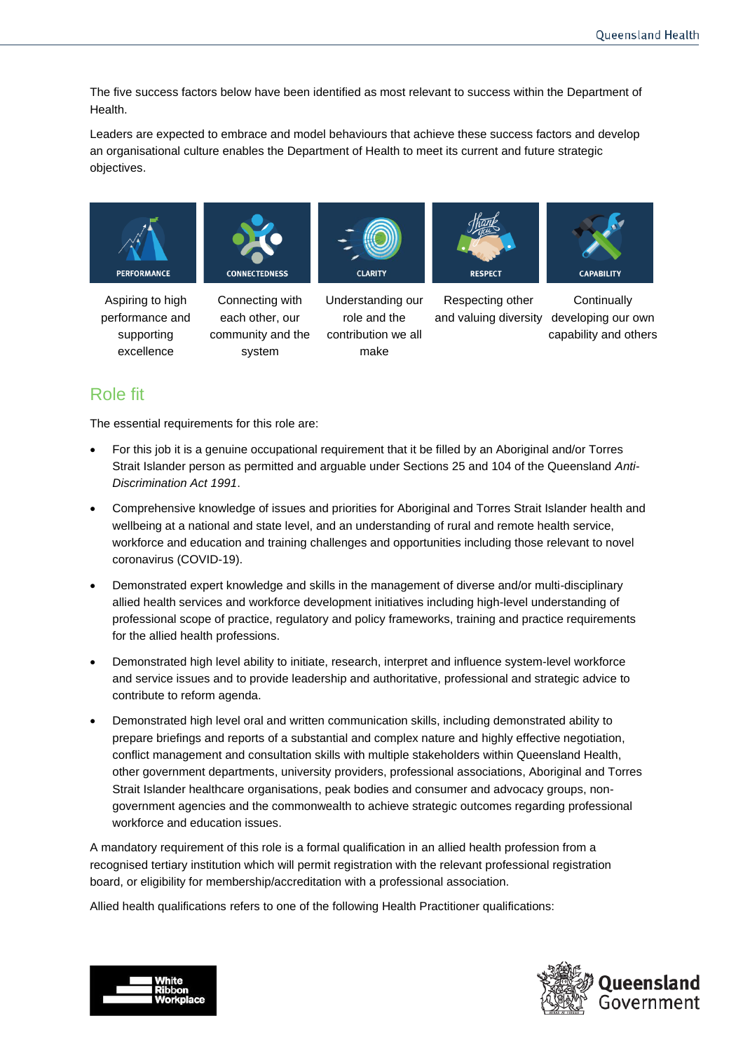The five success factors below have been identified as most relevant to success within the Department of Health.

Leaders are expected to embrace and model behaviours that achieve these success factors and develop an organisational culture enables the Department of Health to meet its current and future strategic objectives.

| PERFORMANCE | CONNECTEDNESS | CLARITY | RESPECT | CAPABILITY |
|---|---|---|---|---|
| Aspiring to high performance and supporting excellence | Connecting with each other, our community and the system | Understanding our role and the contribution we all make | Respecting other and valuing diversity | Continually developing our own capability and others |

## Role fit

The essential requirements for this role are:

- For this job it is a genuine occupational requirement that it be filled by an Aboriginal and/or Torres Strait Islander person as permitted and arguable under Sections 25 and 104 of the Queensland *Anti-Discrimination Act 1991*.
- Comprehensive knowledge of issues and priorities for Aboriginal and Torres Strait Islander health and wellbeing at a national and state level, and an understanding of rural and remote health service, workforce and education and training challenges and opportunities including those relevant to novel coronavirus (COVID-19).
- Demonstrated expert knowledge and skills in the management of diverse and/or multi-disciplinary allied health services and workforce development initiatives including high-level understanding of professional scope of practice, regulatory and policy frameworks, training and practice requirements for the allied health professions.
- Demonstrated high level ability to initiate, research, interpret and influence system-level workforce and service issues and to provide leadership and authoritative, professional and strategic advice to contribute to reform agenda.
- Demonstrated high level oral and written communication skills, including demonstrated ability to prepare briefings and reports of a substantial and complex nature and highly effective negotiation, conflict management and consultation skills with multiple stakeholders within Queensland Health, other government departments, university providers, professional associations, Aboriginal and Torres Strait Islander healthcare organisations, peak bodies and consumer and advocacy groups, non-government agencies and the commonwealth to achieve strategic outcomes regarding professional workforce and education issues.

A mandatory requirement of this role is a formal qualification in an allied health profession from a recognised tertiary institution which will permit registration with the relevant professional registration board, or eligibility for membership/accreditation with a professional association.

Allied health qualifications refers to one of the following Health Practitioner qualifications: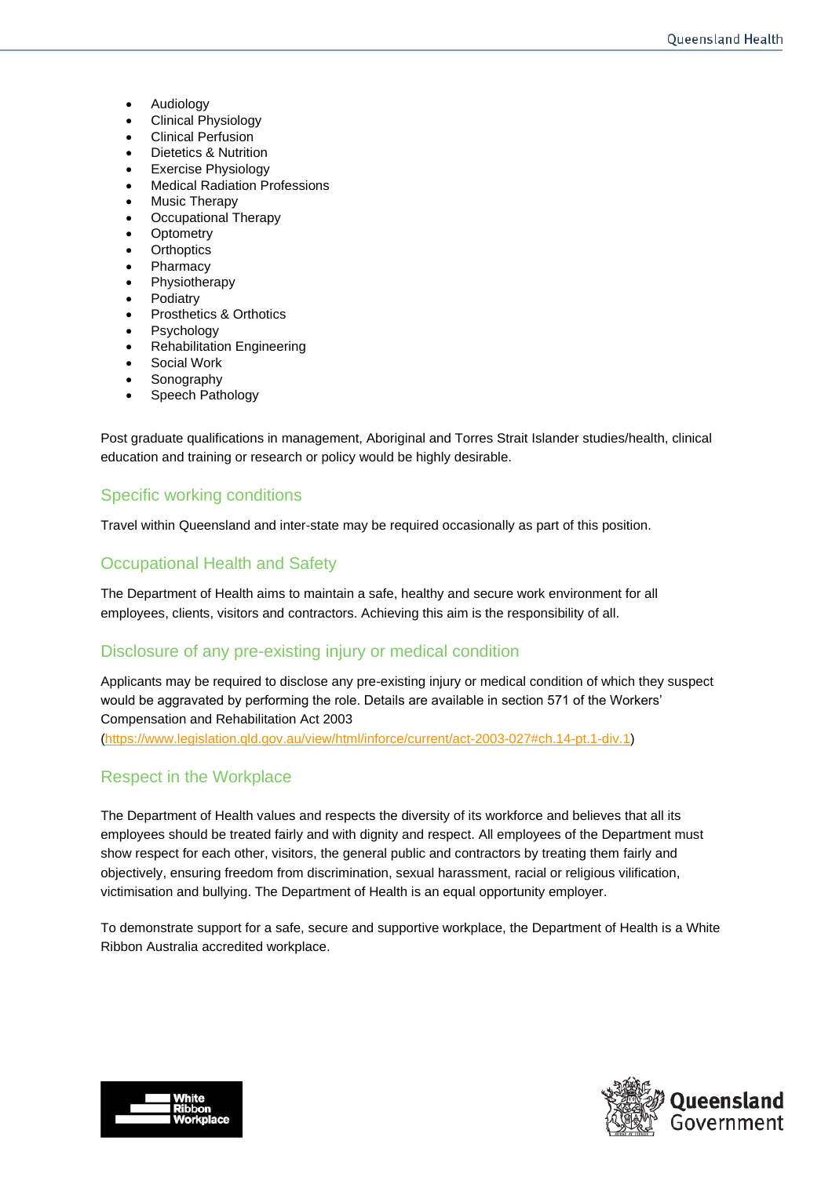- Audiology
- Clinical Physiology
- Clinical Perfusion
- Dietetics & Nutrition
- Exercise Physiology
- Medical Radiation Professions
- Music Therapy
- Occupational Therapy
- Optometry
- Orthoptics
- Pharmacy
- Physiotherapy
- Podiatry
- Prosthetics & Orthotics
- Psychology
- Rehabilitation Engineering
- Social Work
- Sonography
- Speech Pathology

Post graduate qualifications in management, Aboriginal and Torres Strait Islander studies/health, clinical education and training or research or policy would be highly desirable.

## Specific working conditions

Travel within Queensland and inter-state may be required occasionally as part of this position.

## Occupational Health and Safety

The Department of Health aims to maintain a safe, healthy and secure work environment for all employees, clients, visitors and contractors. Achieving this aim is the responsibility of all.

## Disclosure of any pre-existing injury or medical condition

Applicants may be required to disclose any pre-existing injury or medical condition of which they suspect would be aggravated by performing the role. Details are available in section 571 of the Workers' Compensation and Rehabilitation Act 2003 (https://www.legislation.qld.gov.au/view/html/inforce/current/act-2003-027#ch.14-pt.1-div.1)

## Respect in the Workplace

The Department of Health values and respects the diversity of its workforce and believes that all its employees should be treated fairly and with dignity and respect. All employees of the Department must show respect for each other, visitors, the general public and contractors by treating them fairly and objectively, ensuring freedom from discrimination, sexual harassment, racial or religious vilification, victimisation and bullying. The Department of Health is an equal opportunity employer.

To demonstrate support for a safe, secure and supportive workplace, the Department of Health is a White Ribbon Australia accredited workplace.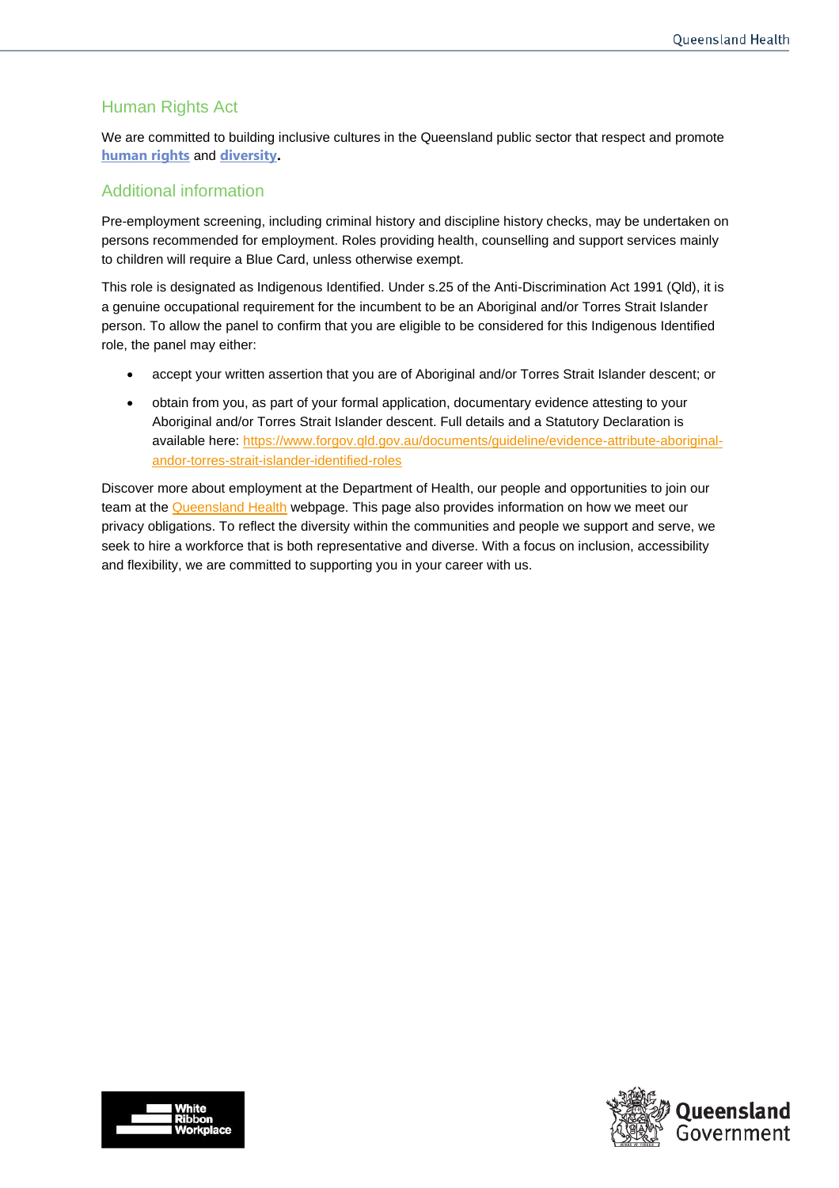## Human Rights Act

We are committed to building inclusive cultures in the Queensland public sector that respect and promote **human rights** and **diversity**.

## Additional information

Pre-employment screening, including criminal history and discipline history checks, may be undertaken on persons recommended for employment. Roles providing health, counselling and support services mainly to children will require a Blue Card, unless otherwise exempt.

This role is designated as Indigenous Identified. Under s.25 of the Anti-Discrimination Act 1991 (Qld), it is a genuine occupational requirement for the incumbent to be an Aboriginal and/or Torres Strait Islander person. To allow the panel to confirm that you are eligible to be considered for this Indigenous Identified role, the panel may either:

- accept your written assertion that you are of Aboriginal and/or Torres Strait Islander descent; or
- obtain from you, as part of your formal application, documentary evidence attesting to your Aboriginal and/or Torres Strait Islander descent. Full details and a Statutory Declaration is available here: https://www.forgov.qld.gov.au/documents/guideline/evidence-attribute-aboriginal-andor-torres-strait-islander-identified-roles

Discover more about employment at the Department of Health, our people and opportunities to join our team at the Queensland Health webpage. This page also provides information on how we meet our privacy obligations. To reflect the diversity within the communities and people we support and serve, we seek to hire a workforce that is both representative and diverse. With a focus on inclusion, accessibility and flexibility, we are committed to supporting you in your career with us.